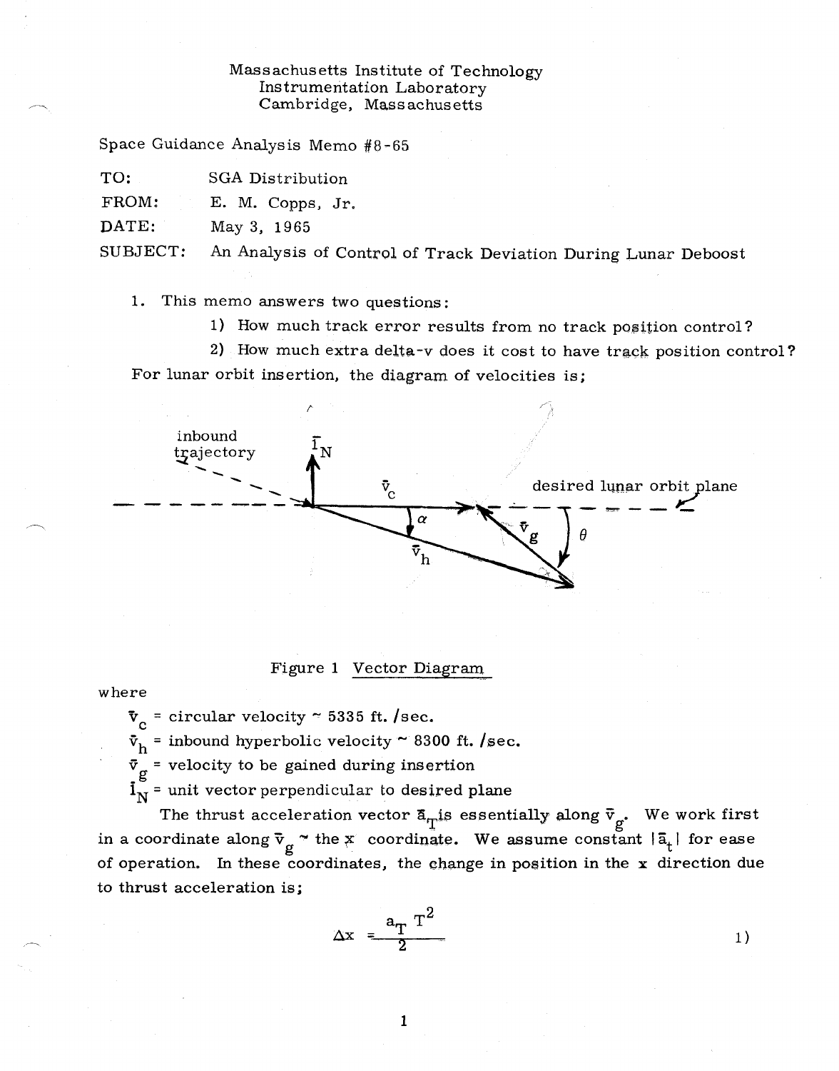Massachusetts Institute of Technology
Instrumentation Laboratory
Cambridge, Massachusetts

Space Guidance Analysis Memo #8-65

TO: SGA Distribution

FROM: E. M. Copps, Jr.

DATE: May 3, 1965

SUBJECT: An Analysis of Control of Track Deviation During Lunar Deboost

1. This memo answers two questions:

   1) How much track error results from no track position control?

   2) How much extra delta-v does it cost to have track position control?

For lunar orbit insertion, the diagram of velocities is;

Figure 1 Vector Diagram

where

$\bar{v}_c$ = circular velocity ~ 5335 ft./sec.

$\bar{v}_h$ = inbound hyperbolic velocity ~ 8300 ft./sec.

$\bar{v}_g$ = velocity to be gained during insertion

$\bar{i}_N$ = unit vector perpendicular to desired plane

The thrust acceleration vector $\bar{a}_T$ is essentially along $\bar{v}_g$. We work first in a coordinate along $\bar{v}_g$ ~ the x coordinate. We assume constant $|\bar{a}_t|$ for ease of operation. In these coordinates, the change in position in the x direction due to thrust acceleration is;

$$\Delta x = \frac{a_T T^2}{2} \qquad 1)$$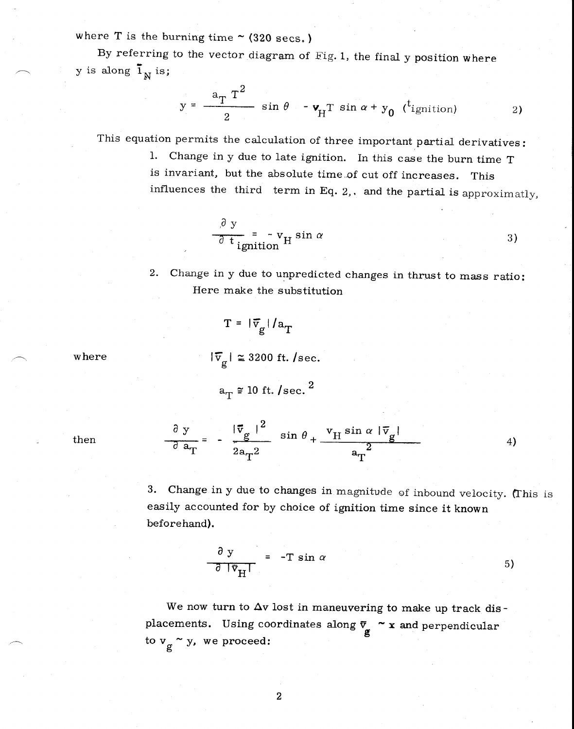where T is the burning time ~ (320 secs.)

By referring to the vector diagram of Fig. 1, the final y position where y is along $\bar{1}_N$ is;

$$y = \frac{a_T T^2}{2} \sin\theta - v_H T \sin\alpha + y_0 \, (t_{\text{ignition}}) \qquad 2)$$

This equation permits the calculation of three important partial derivatives:

1. Change in y due to late ignition. In this case the burn time T is invariant, but the absolute time of cut off increases. This influences the third term in Eq. 2,. and the partial is approximatly,

$$\frac{\partial y}{\partial t_{\text{ignition}}} = -v_H \sin\alpha \qquad 3)$$

2. Change in y due to unpredicted changes in thrust to mass ratio: Here make the substitution

$$T = |\bar{v}_g| / a_T$$

where

$$|\bar{v}_g| \cong 3200 \text{ ft./sec.}$$

$$a_T \cong 10 \text{ ft./sec.}^2$$

then

$$\frac{\partial y}{\partial a_T} = -\frac{|\bar{v}_g|^2}{2a_T^2} \sin\theta + \frac{v_H \sin\alpha \, |\bar{v}_g|}{a_T^2} \qquad 4)$$

3. Change in y due to changes in magnitude of inbound velocity. (This is easily accounted for by choice of ignition time since it known beforehand).

$$\frac{\partial y}{\partial |\bar{v}_H|} = -T \sin\alpha \qquad 5)$$

We now turn to $\Delta v$ lost in maneuvering to make up track displacements. Using coordinates along $\bar{v}_g$ ~ x and perpendicular to $v_g$ ~ y, we proceed: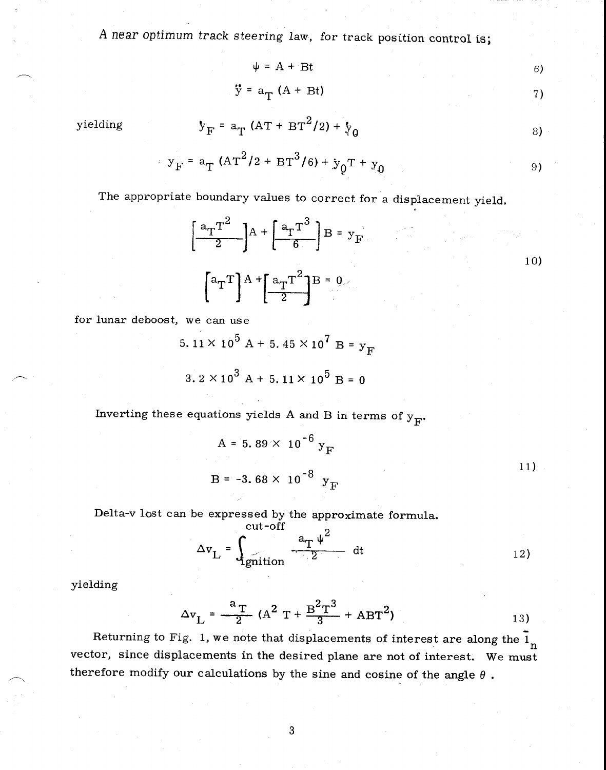A near optimum track steering law, for track position control is;

$$\psi = A + Bt \tag{6}$$

$$\ddot{y} = a_T (A + Bt) \tag{7}$$

yielding

$$\dot{y}_F = a_T (AT + BT^2/2) + \dot{y}_0 \tag{8}$$

$$y_F = a_T (AT^2/2 + BT^3/6) + \dot{y}_0 T + y_0 \tag{9}$$

The appropriate boundary values to correct for a displacement yield.

$$\left[\frac{a_T T^2}{2}\right] A + \left[\frac{a_T T^3}{6}\right] B = y_F$$

$$\left[a_T T\right] A + \left[\frac{a_T T^2}{2}\right] B = 0 \tag{10}$$

for lunar deboost, we can use

$$5.11 \times 10^5 \, A + 5.45 \times 10^7 \, B = y_F$$

$$3.2 \times 10^3 \, A + 5.11 \times 10^5 \, B = 0$$

Inverting these equations yields A and B in terms of $y_F$.

$$A = 5.89 \times 10^{-6} \, y_F$$

$$B = -3.68 \times 10^{-8} \, y_F \tag{11}$$

Delta-v lost can be expressed by the approximate formula.

$$\Delta v_L = \int_{\text{ignition}}^{\text{cut-off}} \frac{a_T \psi^2}{2} \, dt \tag{12}$$

yielding

$$\Delta v_L = \frac{a_T}{2} \left(A^2 T + \frac{B^2 T^3}{3} + ABT^2\right) \tag{13}$$

Returning to Fig. 1, we note that displacements of interest are along the $\bar{1}_n$ vector, since displacements in the desired plane are not of interest. We must therefore modify our calculations by the sine and cosine of the angle $\theta$.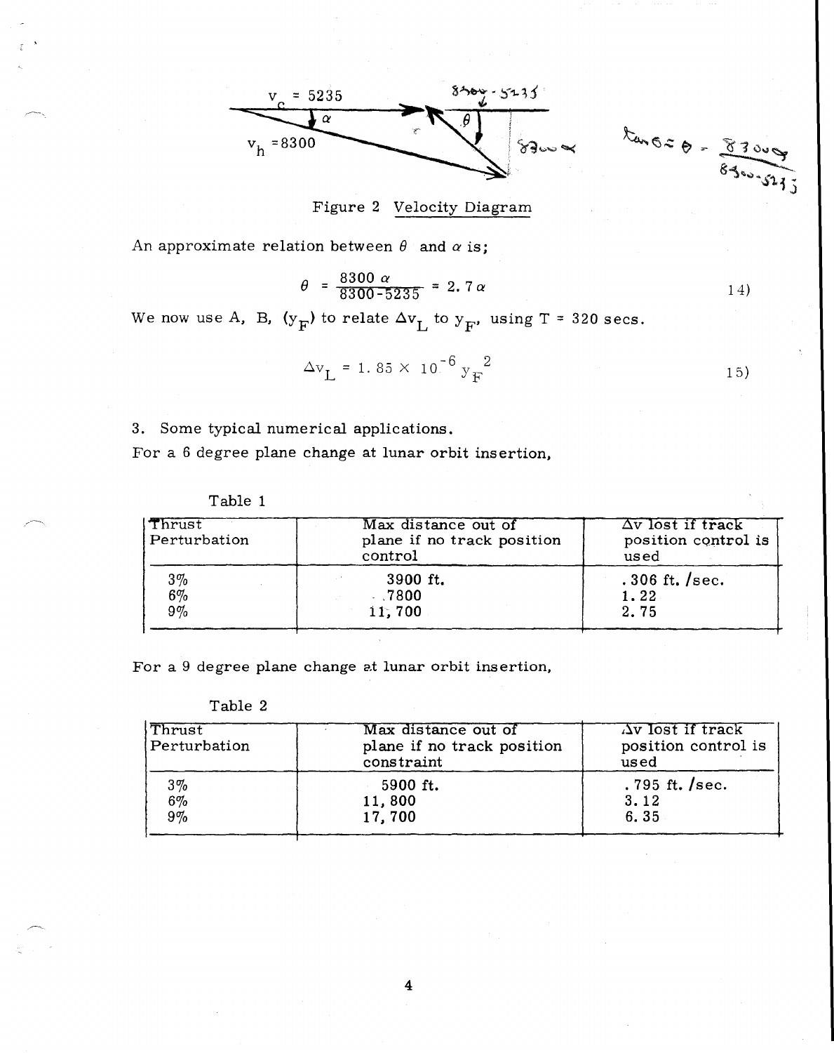$v_c = 5235$

$\alpha$

$v_h = 8300$

$8300 - 5235$

$\theta$

$8300\,\alpha$

$\tan\theta \approx \theta = \frac{8300\alpha}{8300-5235}$

Figure 2 Velocity Diagram

An approximate relation between $\theta$ and $\alpha$ is;

$$\theta = \frac{8300\,\alpha}{8300-5235} = 2.7\,\alpha \qquad 14)$$

We now use A, B, $(y_F)$ to relate $\Delta v_L$ to $y_F$, using T = 320 secs.

$$\Delta v_L = 1.85 \times 10^{-6}\, y_F^{\,2} \qquad 15)$$

3. Some typical numerical applications.

For a 6 degree plane change at lunar orbit insertion,

Table 1

| Thrust Perturbation | Max distance out of plane if no track position control | Δv lost if track position control is used |
|---|---|---|
| 3% | 3900 ft. | .306 ft./sec. |
| 6% | 7800 | 1.22 |
| 9% | 11,700 | 2.75 |

For a 9 degree plane change at lunar orbit insertion,

Table 2

| Thrust Perturbation | Max distance out of plane if no track position constraint | Δv lost if track position control is used |
|---|---|---|
| 3% | 5900 ft. | .795 ft./sec. |
| 6% | 11,800 | 3.12 |
| 9% | 17,700 | 6.35 |